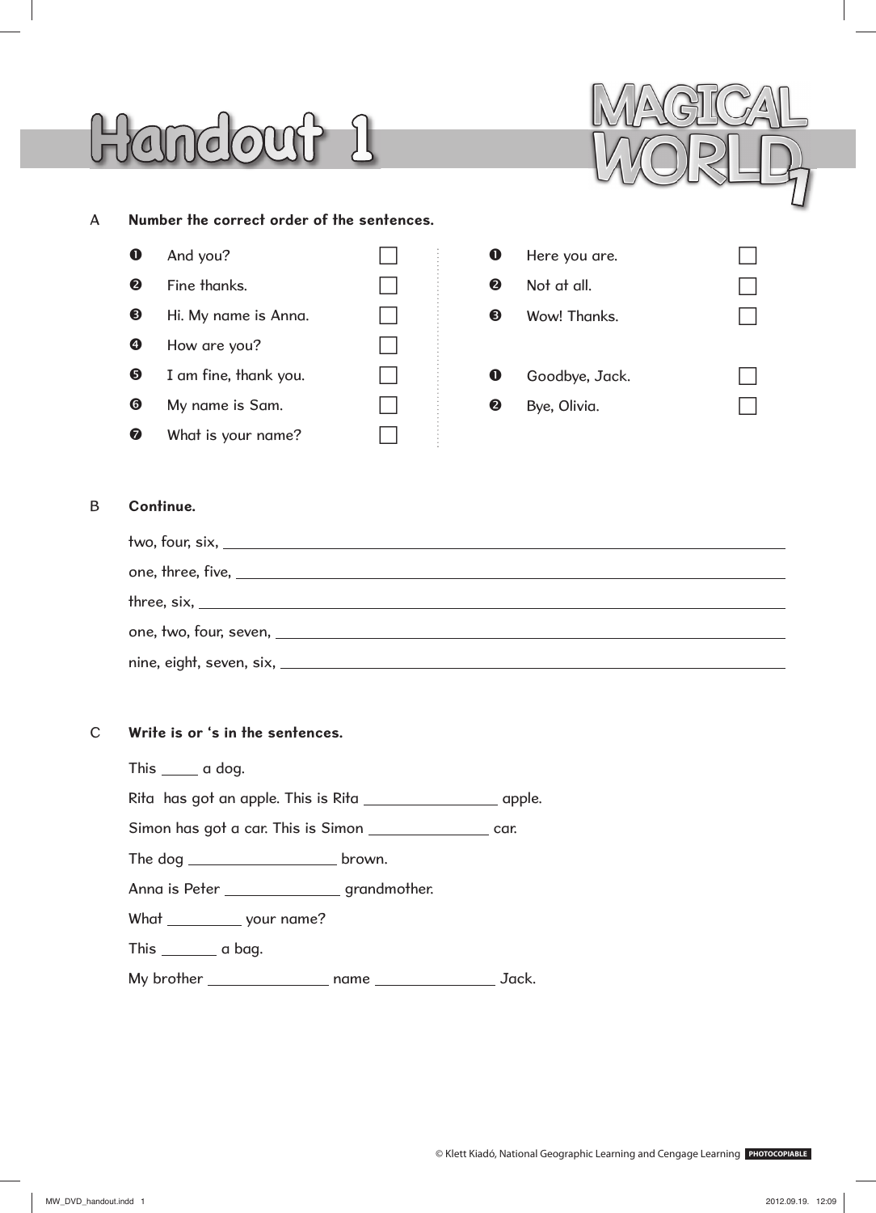# Handout 1

MAGICAL WORLD 1

**A Number the correct order of the sentences.**

1. And you? ☐
2. Fine thanks. ☐
3. Hi. My name is Anna. ☐
4. How are you? ☐
5. I am fine, thank you. ☐
6. My name is Sam. ☐
7. What is your name? ☐

---

1. Here you are. ☐
2. Not at all. ☐
3. Wow! Thanks. ☐

---

1. Goodbye, Jack. ☐
2. Bye, Olivia. ☐

**B Continue.**

two, four, six, ______________________________

one, three, five, ______________________________

three, six, ______________________________

one, two, four, seven, ______________________________

nine, eight, seven, six, ______________________________

**C Write is or ‘s in the sentences.**

This _____ a dog.

Rita has got an apple. This is Rita ________________ apple.

Simon has got a car. This is Simon _______________ car.

The dog __________________ brown.

Anna is Peter ______________ grandmother.

What _________ your name?

This _______ a bag.

My brother _______________ name _______________ Jack.

© Klett Kiadó, National Geographic Learning and Cengage Learning PHOTOCOPIABLE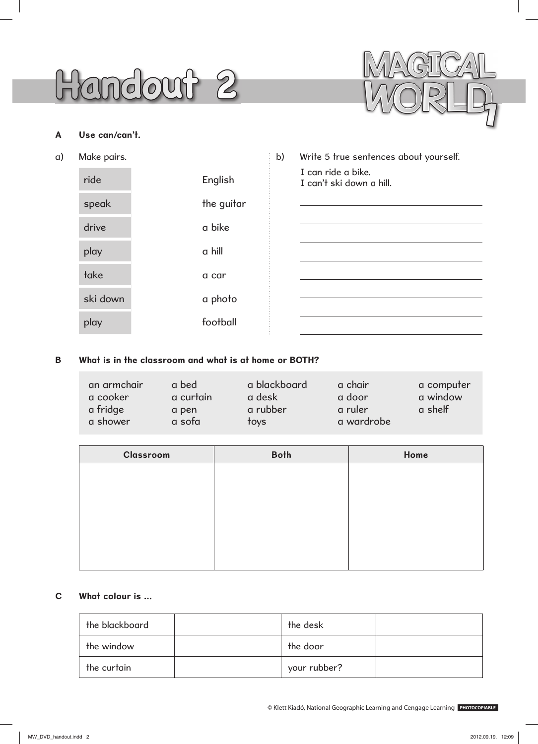# Handout 2

MAGICAL WORLD 1

**A Use can/can't.**

a) Make pairs.

| | |
|---|---|
| ride | English |
| speak | the guitar |
| drive | a bike |
| play | a hill |
| take | a car |
| ski down | a photo |
| play | football |

b) Write 5 true sentences about yourself.

I can ride a bike.
I can't ski down a hill.

______________________________

______________________________

______________________________

______________________________

______________________________

______________________________

______________________________

**B What is in the classroom and what is at home or BOTH?**

| | | | | |
|---|---|---|---|---|
| an armchair | a bed | a blackboard | a chair | a computer |
| a cooker | a curtain | a desk | a door | a window |
| a fridge | a pen | a rubber | a ruler | a shelf |
| a shower | a sofa | toys | a wardrobe | |

| Classroom | Both | Home |
|---|---|---|
| | | |

**C What colour is ...**

| | | | |
|---|---|---|---|
| the blackboard | | the desk | |
| the window | | the door | |
| the curtain | | your rubber? | |

© Klett Kiadó, National Geographic Learning and Cengage Learning PHOTOCOPIABLE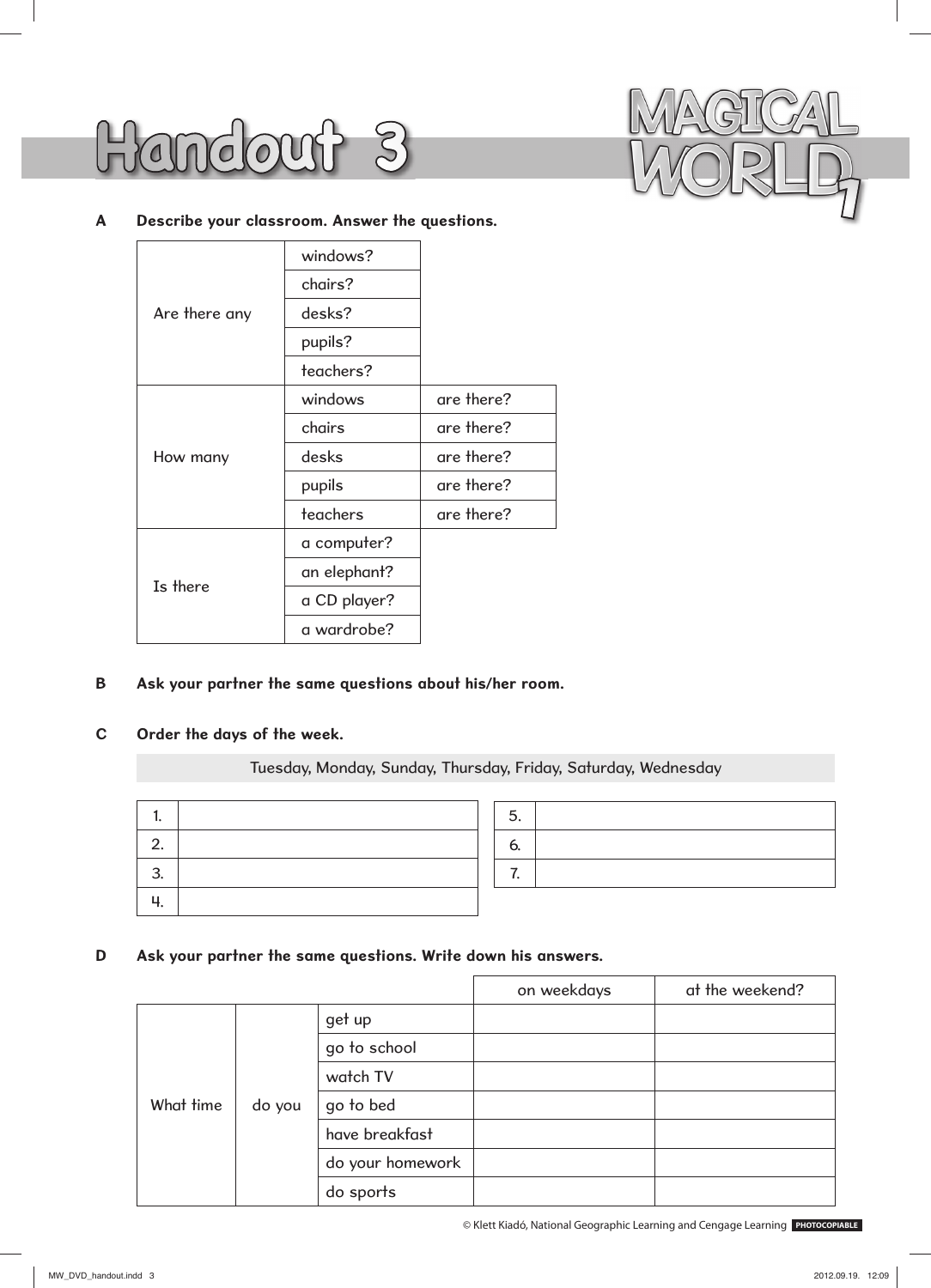# Handout 3

MAGICAL WORLD 1

**A Describe your classroom. Answer the questions.**

| | | |
|---|---|---|
| Are there any | windows? | |
| | chairs? | |
| | desks? | |
| | pupils? | |
| | teachers? | |
| How many | windows | are there? |
| | chairs | are there? |
| | desks | are there? |
| | pupils | are there? |
| | teachers | are there? |
| Is there | a computer? | |
| | an elephant? | |
| | a CD player? | |
| | a wardrobe? | |

**B Ask your partner the same questions about his/her room.**

**C Order the days of the week.**

Tuesday, Monday, Sunday, Thursday, Friday, Saturday, Wednesday

| | |
|---|---|
| 1. | |
| 2. | |
| 3. | |
| 4. | |

| | |
|---|---|
| 5. | |
| 6. | |
| 7. | |

**D Ask your partner the same questions. Write down his answers.**

| | | | on weekdays | at the weekend? |
|---|---|---|---|---|
| What time | do you | get up | | |
| | | go to school | | |
| | | watch TV | | |
| | | go to bed | | |
| | | have breakfast | | |
| | | do your homework | | |
| | | do sports | | |

© Klett Kiadó, National Geographic Learning and Cengage Learning PHOTOCOPIABLE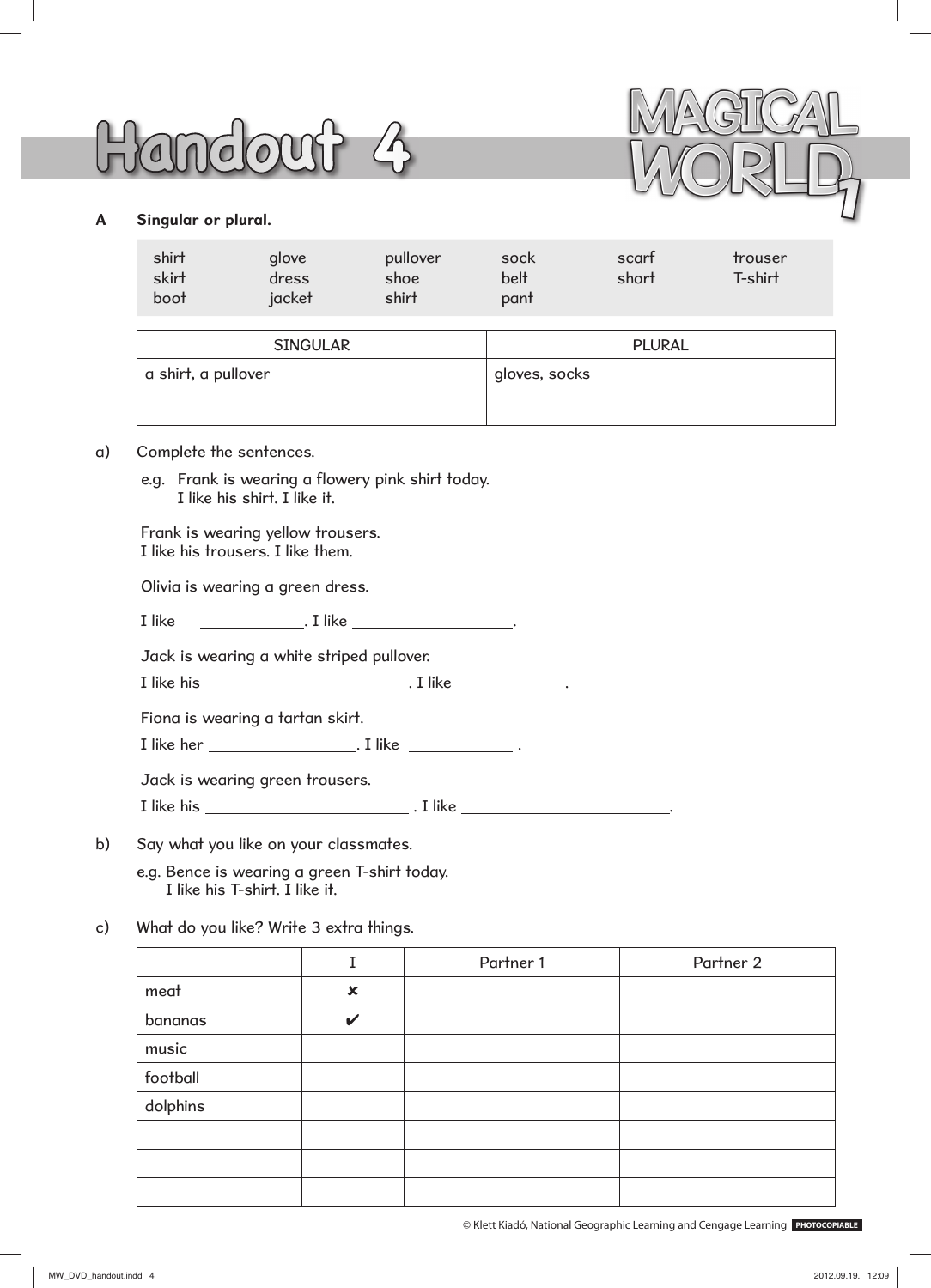# Handout 4

MAGICAL WORLD 1

**A Singular or plural.**

| | | | | | |
|---|---|---|---|---|---|
| shirt | glove | pullover | sock | scarf | trouser |
| skirt | dress | shoe | belt | short | T-shirt |
| boot | jacket | shirt | pant | | |

| SINGULAR | PLURAL |
|---|---|
| a shirt, a pullover | gloves, socks |

a) Complete the sentences.

e.g. Frank is wearing a flowery pink shirt today.
I like his shirt. I like it.

Frank is wearing yellow trousers.
I like his trousers. I like them.

Olivia is wearing a green dress.

I like ____________. I like __________________.

Jack is wearing a white striped pullover.

I like his _______________________. I like ____________.

Fiona is wearing a tartan skirt.

I like her ________________. I like ____________ .

Jack is wearing green trousers.

I like his _______________________ . I like _______________________.

b) Say what you like on your classmates.

e.g. Bence is wearing a green T-shirt today.
I like his T-shirt. I like it.

c) What do you like? Write 3 extra things.

| | I | Partner 1 | Partner 2 |
|---|---|---|---|
| meat | ✘ | | |
| bananas | ✔ | | |
| music | | | |
| football | | | |
| dolphins | | | |
| | | | |
| | | | |
| | | | |

© Klett Kiadó, National Geographic Learning and Cengage Learning PHOTOCOPIABLE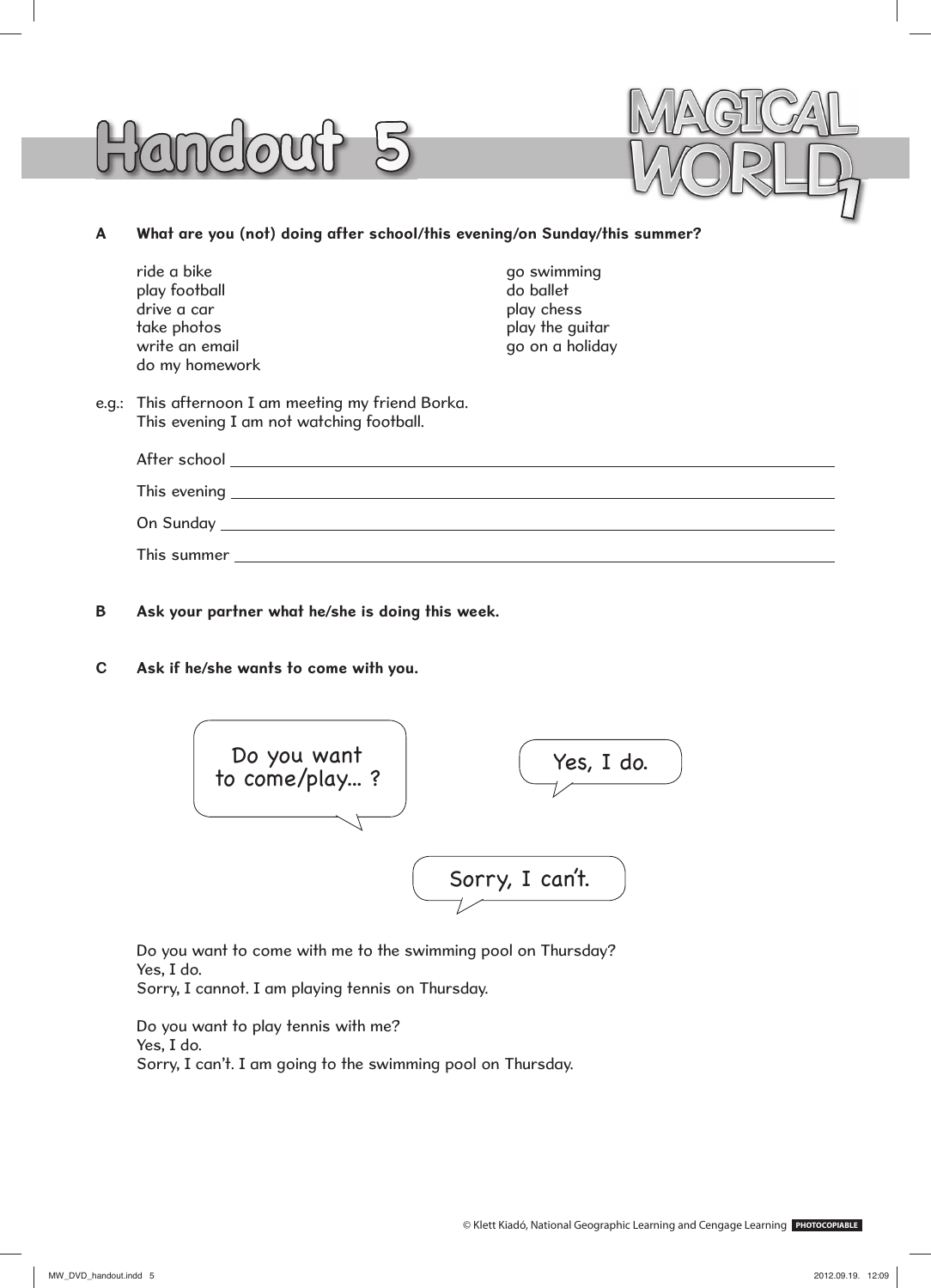# Handout 5

MAGICAL WORLD 1

**A What are you (not) doing after school/this evening/on Sunday/this summer?**

ride a bike
play football
drive a car
take photos
write an email
do my homework
go swimming
do ballet
play chess
play the guitar
go on a holiday

e.g.: This afternoon I am meeting my friend Borka.
This evening I am not watching football.

After school ______________________________

This evening ______________________________

On Sunday ______________________________

This summer ______________________________

**B Ask your partner what he/she is doing this week.**

**C Ask if he/she wants to come with you.**

Do you want to come/play... ?

Yes, I do.

Sorry, I can't.

Do you want to come with me to the swimming pool on Thursday?
Yes, I do.
Sorry, I cannot. I am playing tennis on Thursday.

Do you want to play tennis with me?
Yes, I do.
Sorry, I can't. I am going to the swimming pool on Thursday.

© Klett Kiadó, National Geographic Learning and Cengage Learning PHOTOCOPIABLE